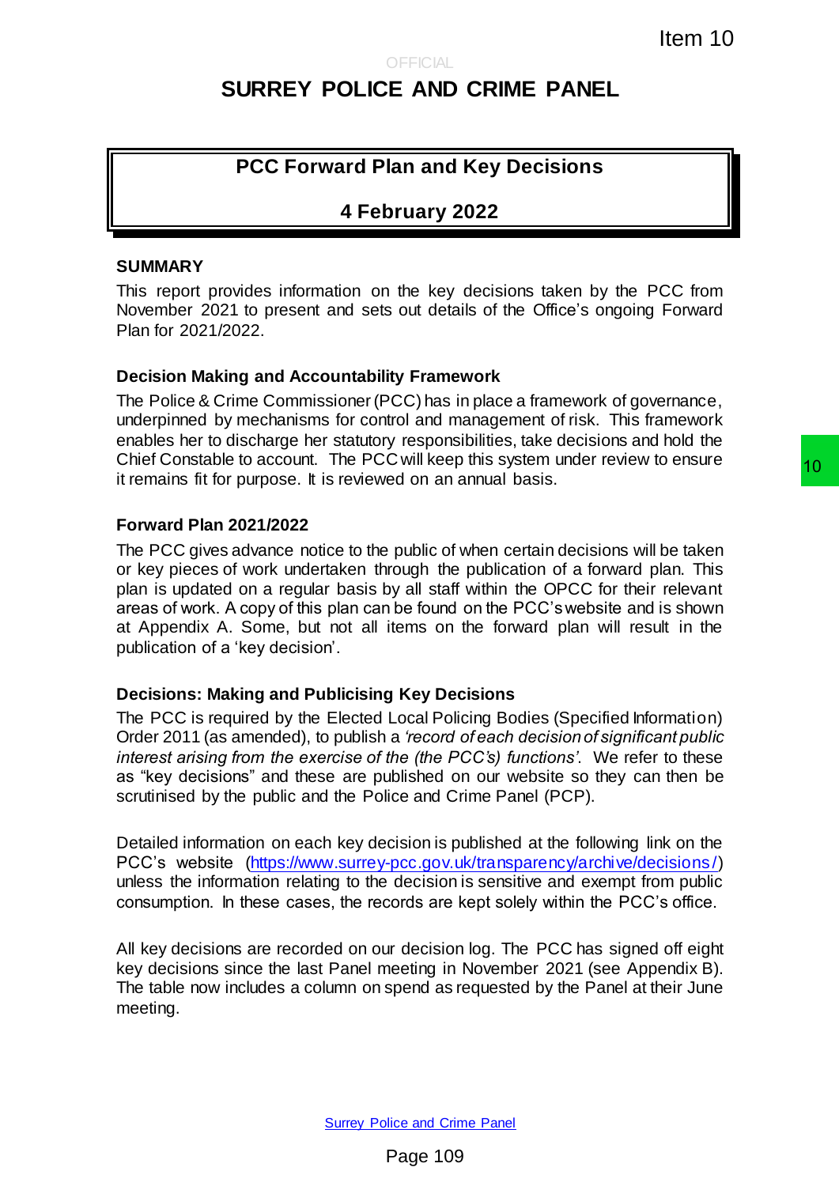# SURREY POLICE AND CRIME PANEL

## PCC Forward Plan and Key Decisions

## 4 February 2022

### SUMMARY

This report provides information on the key decisions taken by the PCC from November 2021 to present and sets out details of the Office's ongoing Forward Plan for 2021/2022.

### Decision Making and Accountability Framework

The Police & Crime Commissioner (PCC) has in place a framework of governance, underpinned by mechanisms for control and management of risk. This framework enables her to discharge her statutory responsibilities, take decisions and hold the Chief Constable to account. The PCC will keep this system under review to ensure it remains fit for purpose. It is reviewed on an annual basis.

### Forward Plan 2021/2022

The PCC gives advance notice to the public of when certain decisions will be taken or key pieces of work undertaken through the publication of a forward plan. This plan is updated on a regular basis by all staff within the OPCC for their relevant areas of work. A copy of this plan can be found on the PCC's website and is shown at Appendix A. Some, but not all items on the forward plan will result in the publication of a 'key decision'.

### Decisions: Making and Publicising Key Decisions

The PCC is required by the Elected Local Policing Bodies (Specified Information) Order 2011 (as amended), to publish a *'record of each decision of significant public interest arising from the exercise of the (the PCC's) functions'*. We refer to these as "key decisions" and these are published on our website so they can then be scrutinised by the public and the Police and Crime Panel (PCP).

Detailed information on each key decision is published at the following link on the PCC's website (https://www.surrey-pcc.gov.uk/transparency/archive/decisions/) unless the information relating to the decision is sensitive and exempt from public consumption. In these cases, the records are kept solely within the PCC's office.

All key decisions are recorded on our decision log. The PCC has signed off eight key decisions since the last Panel meeting in November 2021 (see Appendix B). The table now includes a column on spend as requested by the Panel at their June meeting.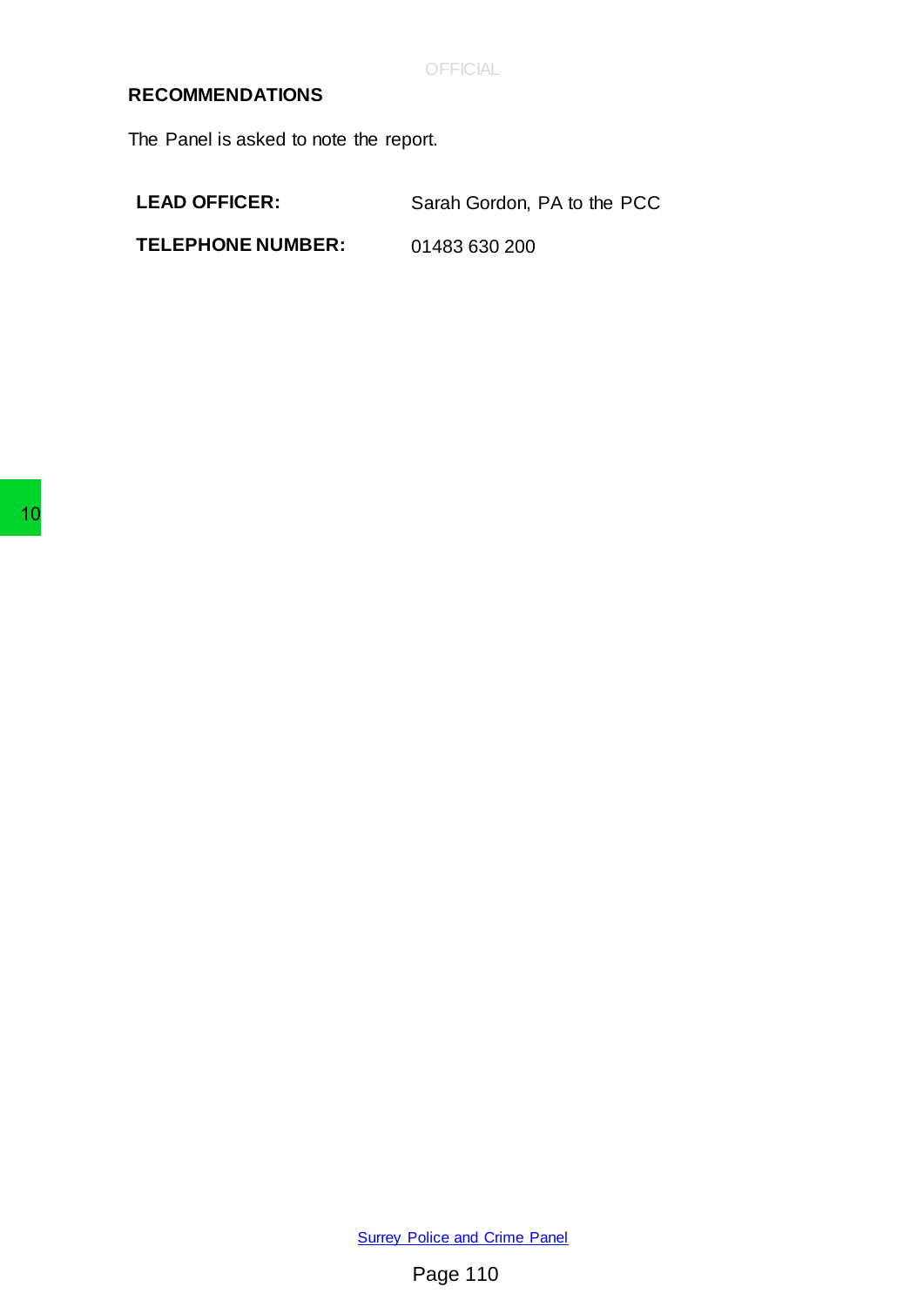## RECOMMENDATIONS

The Panel is asked to note the report.

| | |
|---|---|
| **LEAD OFFICER:** | Sarah Gordon, PA to the PCC |
| **TELEPHONE NUMBER:** | 01483 630 200 |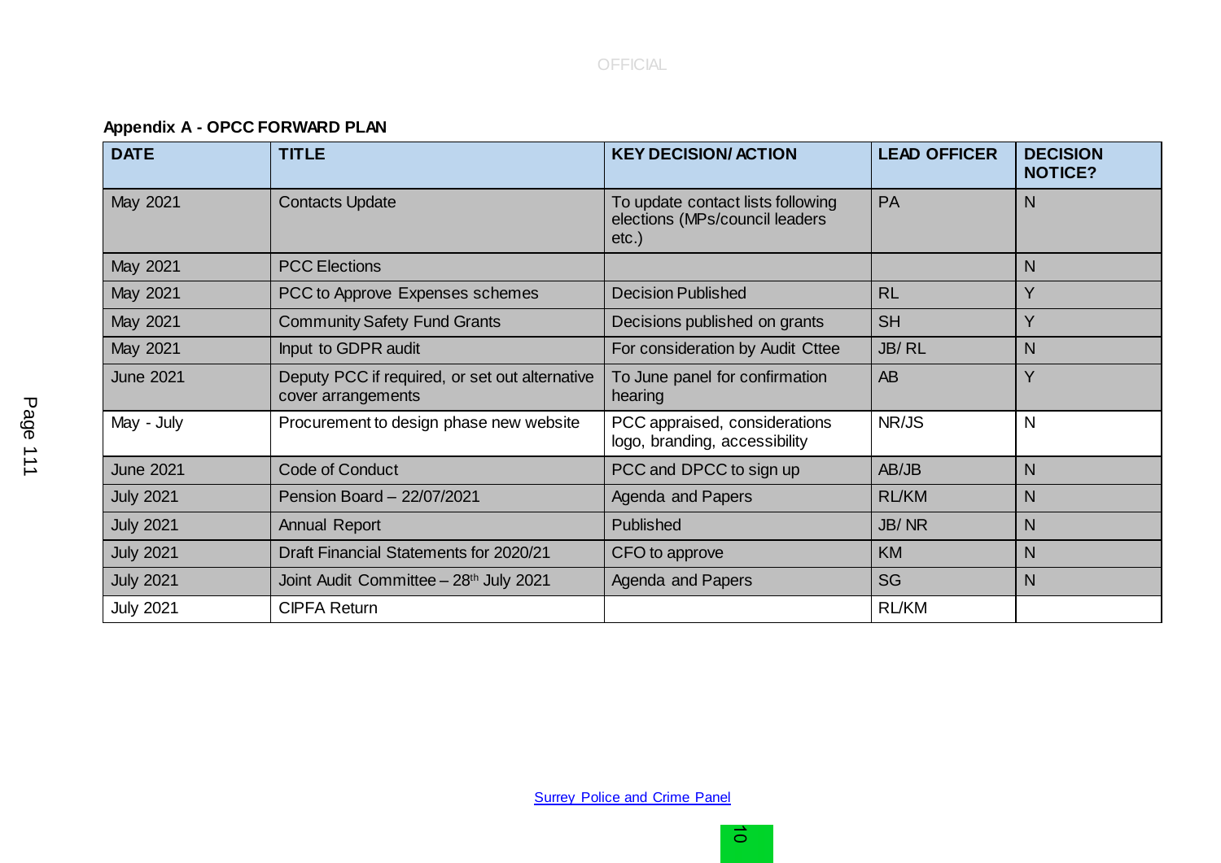**Appendix A - OPCC FORWARD PLAN**

| DATE | TITLE | KEY DECISION/ ACTION | LEAD OFFICER | DECISION NOTICE? |
|---|---|---|---|---|
| May 2021 | Contacts Update | To update contact lists following elections (MPs/council leaders etc.) | PA | N |
| May 2021 | PCC Elections | | | N |
| May 2021 | PCC to Approve Expenses schemes | Decision Published | RL | Y |
| May 2021 | Community Safety Fund Grants | Decisions published on grants | SH | Y |
| May 2021 | Input to GDPR audit | For consideration by Audit Cttee | JB/ RL | N |
| June 2021 | Deputy PCC if required, or set out alternative cover arrangements | To June panel for confirmation hearing | AB | Y |
| May - July | Procurement to design phase new website | PCC appraised, considerations logo, branding, accessibility | NR/JS | N |
| June 2021 | Code of Conduct | PCC and DPCC to sign up | AB/JB | N |
| July 2021 | Pension Board – 22/07/2021 | Agenda and Papers | RL/KM | N |
| July 2021 | Annual Report | Published | JB/ NR | N |
| July 2021 | Draft Financial Statements for 2020/21 | CFO to approve | KM | N |
| July 2021 | Joint Audit Committee – 28th July 2021 | Agenda and Papers | SG | N |
| July 2021 | CIPFA Return | | RL/KM | |

Surrey Police and Crime Panel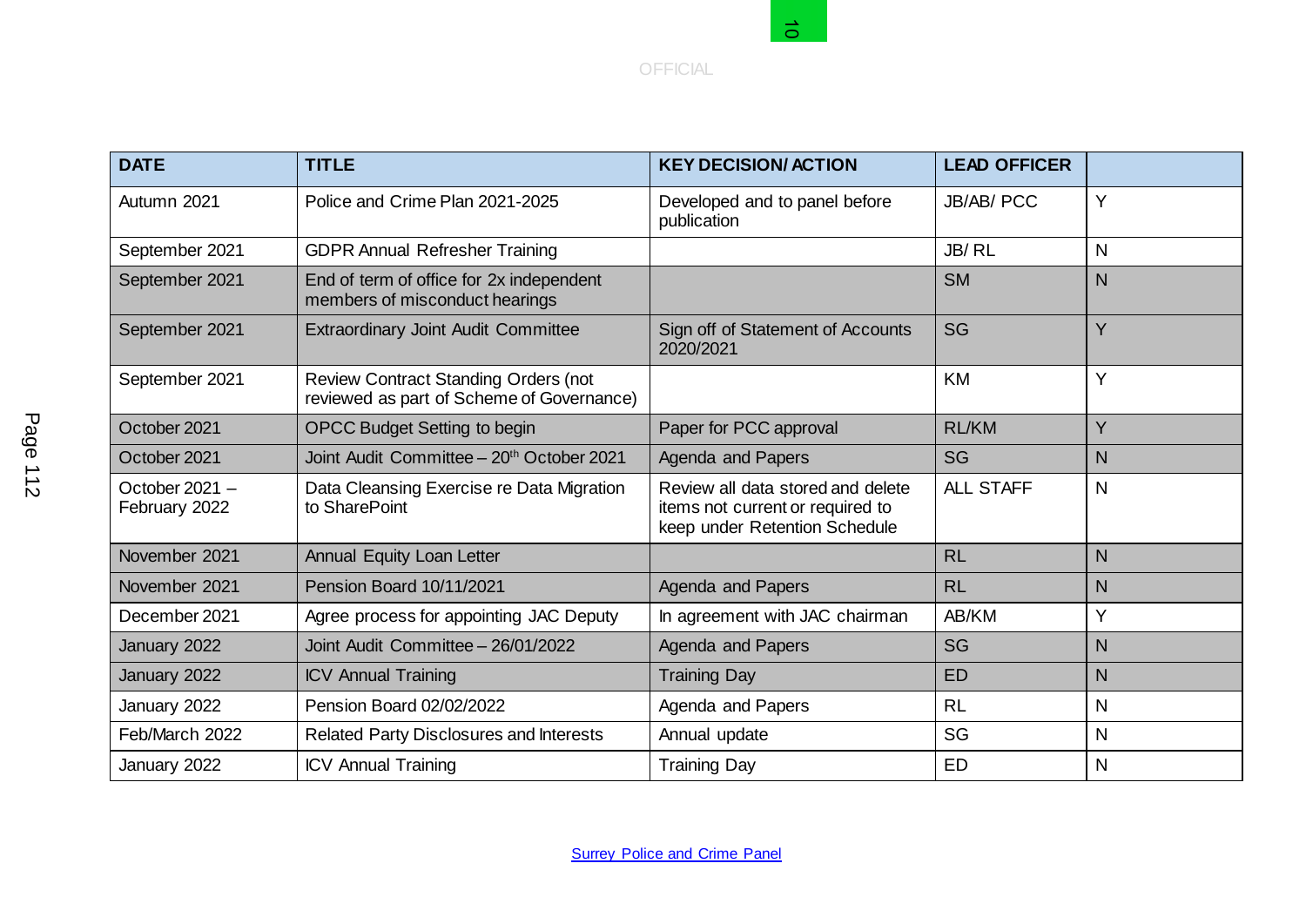OFFICIAL

| DATE | TITLE | KEY DECISION/ ACTION | LEAD OFFICER | |
|---|---|---|---|---|
| Autumn 2021 | Police and Crime Plan 2021-2025 | Developed and to panel before publication | JB/AB/ PCC | Y |
| September 2021 | GDPR Annual Refresher Training | | JB/ RL | N |
| September 2021 | End of term of office for 2x independent members of misconduct hearings | | SM | N |
| September 2021 | Extraordinary Joint Audit Committee | Sign off of Statement of Accounts 2020/2021 | SG | Y |
| September 2021 | Review Contract Standing Orders (not reviewed as part of Scheme of Governance) | | KM | Y |
| October 2021 | OPCC Budget Setting to begin | Paper for PCC approval | RL/KM | Y |
| October 2021 | Joint Audit Committee – 20th October 2021 | Agenda and Papers | SG | N |
| October 2021 – February 2022 | Data Cleansing Exercise re Data Migration to SharePoint | Review all data stored and delete items not current or required to keep under Retention Schedule | ALL STAFF | N |
| November 2021 | Annual Equity Loan Letter | | RL | N |
| November 2021 | Pension Board 10/11/2021 | Agenda and Papers | RL | N |
| December 2021 | Agree process for appointing JAC Deputy | In agreement with JAC chairman | AB/KM | Y |
| January 2022 | Joint Audit Committee – 26/01/2022 | Agenda and Papers | SG | N |
| January 2022 | ICV Annual Training | Training Day | ED | N |
| January 2022 | Pension Board 02/02/2022 | Agenda and Papers | RL | N |
| Feb/March 2022 | Related Party Disclosures and Interests | Annual update | SG | N |
| January 2022 | ICV Annual Training | Training Day | ED | N |

Surrey Police and Crime Panel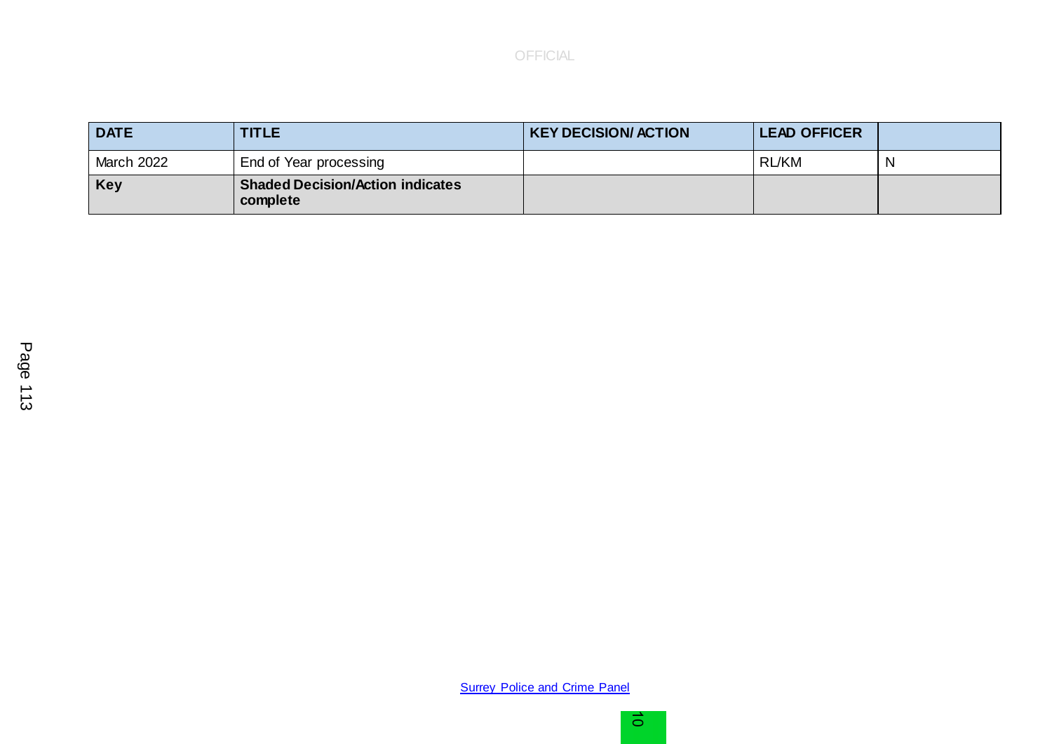| DATE | TITLE | KEY DECISION/ ACTION | LEAD OFFICER | |
|---|---|---|---|---|
| March 2022 | End of Year processing | | RL/KM | N |
| **Key** | **Shaded Decision/Action indicates complete** | | | |

[Surrey Police and Crime Panel]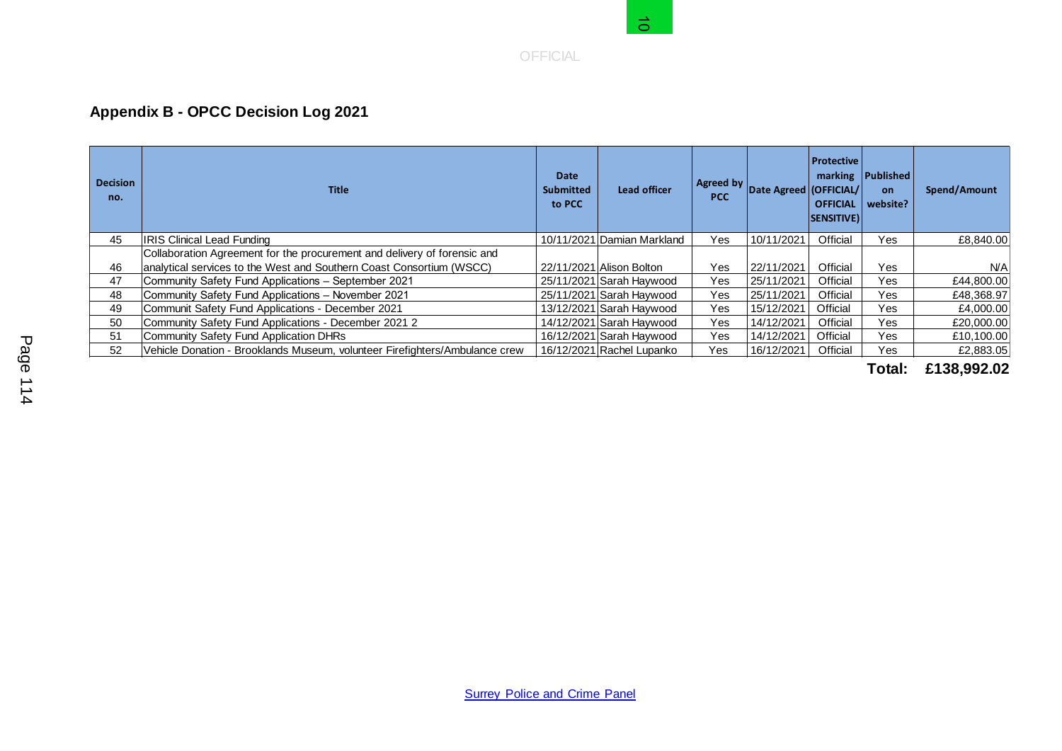OFFICIAL

## Appendix B - OPCC Decision Log 2021

| Decision no. | Title | Date Submitted to PCC | Lead officer | Agreed by PCC | Date Agreed | Protective marking (OFFICIAL/ OFFICIAL SENSITIVE) | Published on website? | Spend/Amount |
|---|---|---|---|---|---|---|---|---|
| 45 | IRIS Clinical Lead Funding | 10/11/2021 | Damian Markland | Yes | 10/11/2021 | Official | Yes | £8,840.00 |
| 46 | Collaboration Agreement for the procurement and delivery of forensic and analytical services to the West and Southern Coast Consortium (WSCC) | 22/11/2021 | Alison Bolton | Yes | 22/11/2021 | Official | Yes | N/A |
| 47 | Community Safety Fund Applications – September 2021 | 25/11/2021 | Sarah Haywood | Yes | 25/11/2021 | Official | Yes | £44,800.00 |
| 48 | Community Safety Fund Applications – November 2021 | 25/11/2021 | Sarah Haywood | Yes | 25/11/2021 | Official | Yes | £48,368.97 |
| 49 | Communit Safety Fund Applications - December 2021 | 13/12/2021 | Sarah Haywood | Yes | 15/12/2021 | Official | Yes | £4,000.00 |
| 50 | Community Safety Fund Applications - December 2021 2 | 14/12/2021 | Sarah Haywood | Yes | 14/12/2021 | Official | Yes | £20,000.00 |
| 51 | Community Safety Fund Application DHRs | 16/12/2021 | Sarah Haywood | Yes | 14/12/2021 | Official | Yes | £10,100.00 |
| 52 | Vehicle Donation - Brooklands Museum, volunteer Firefighters/Ambulance crew | 16/12/2021 | Rachel Lupanko | Yes | 16/12/2021 | Official | Yes | £2,883.05 |
| | | | | | | | **Total:** | **£138,992.02** |

Surrey Police and Crime Panel